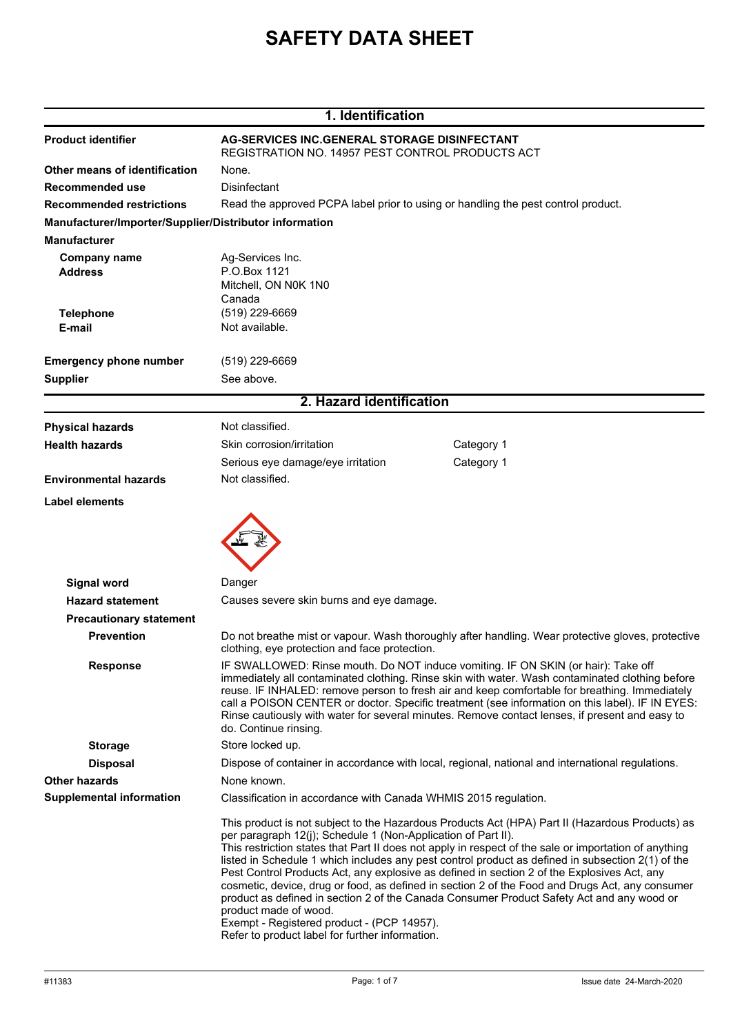# SAFETY DATA SHEET

## 1. Identification

**Product identifier** — **AG-SERVICES INC.GENERAL STORAGE DISINFECTANT**
REGISTRATION NO. 14957 PEST CONTROL PRODUCTS ACT

**Other means of identification** — None.

**Recommended use** — Disinfectant

**Recommended restrictions** — Read the approved PCPA label prior to using or handling the pest control product.

**Manufacturer/Importer/Supplier/Distributor information**

**Manufacturer**

**Company name** — Ag-Services Inc.

**Address** — P.O.Box 1121
Mitchell, ON N0K 1N0
Canada

**Telephone** — (519) 229-6669

**E-mail** — Not available.

**Emergency phone number** — (519) 229-6669

**Supplier** — See above.

## 2. Hazard identification

**Physical hazards** — Not classified.

**Health hazards**

| | |
|---|---|
| Skin corrosion/irritation | Category 1 |
| Serious eye damage/eye irritation | Category 1 |

**Environmental hazards** — Not classified.

**Label elements**

**Signal word** — Danger

**Hazard statement** — Causes severe skin burns and eye damage.

**Precautionary statement**

**Prevention** — Do not breathe mist or vapour. Wash thoroughly after handling. Wear protective gloves, protective clothing, eye protection and face protection.

**Response** — IF SWALLOWED: Rinse mouth. Do NOT induce vomiting. IF ON SKIN (or hair): Take off immediately all contaminated clothing. Rinse skin with water. Wash contaminated clothing before reuse. IF INHALED: remove person to fresh air and keep comfortable for breathing. Immediately call a POISON CENTER or doctor. Specific treatment (see information on this label). IF IN EYES: Rinse cautiously with water for several minutes. Remove contact lenses, if present and easy to do. Continue rinsing.

**Storage** — Store locked up.

**Disposal** — Dispose of container in accordance with local, regional, national and international regulations.

**Other hazards** — None known.

**Supplemental information** — Classification in accordance with Canada WHMIS 2015 regulation.

This product is not subject to the Hazardous Products Act (HPA) Part II (Hazardous Products) as per paragraph 12(j); Schedule 1 (Non-Application of Part II).
This restriction states that Part II does not apply in respect of the sale or importation of anything listed in Schedule 1 which includes any pest control product as defined in subsection 2(1) of the Pest Control Products Act, any explosive as defined in section 2 of the Explosives Act, any cosmetic, device, drug or food, as defined in section 2 of the Food and Drugs Act, any consumer product as defined in section 2 of the Canada Consumer Product Safety Act and any wood or product made of wood.
Exempt - Registered product - (PCP 14957).
Refer to product label for further information.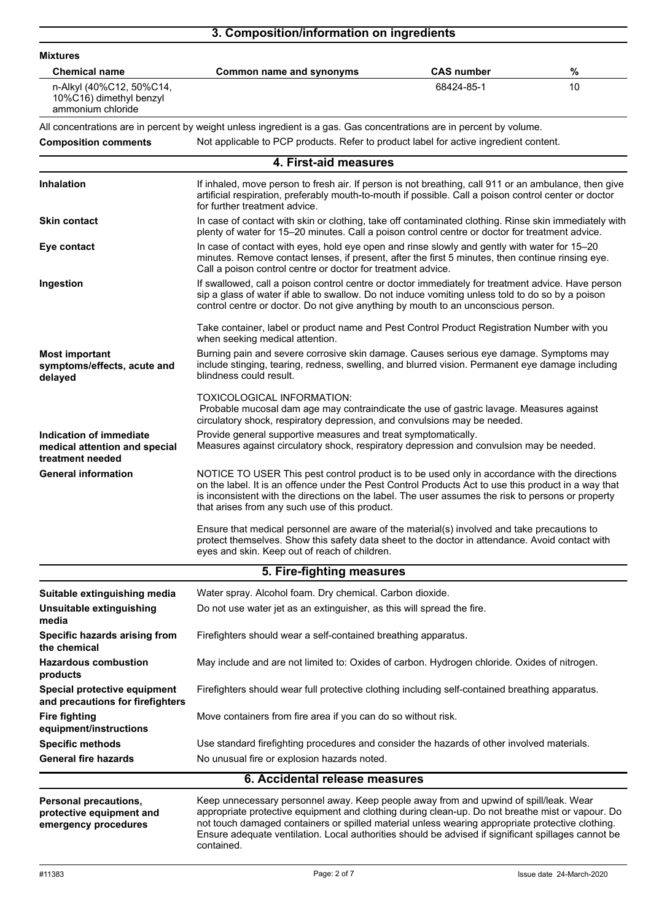## 3. Composition/information on ingredients

**Mixtures**

| Chemical name | Common name and synonyms | CAS number | % |
|---|---|---|---|
| n-Alkyl (40%C12, 50%C14, 10%C16) dimethyl benzyl ammonium chloride | | 68424-85-1 | 10 |

All concentrations are in percent by weight unless ingredient is a gas. Gas concentrations are in percent by volume.

**Composition comments** Not applicable to PCP products. Refer to product label for active ingredient content.

## 4. First-aid measures

**Inhalation**
If inhaled, move person to fresh air. If person is not breathing, call 911 or an ambulance, then give artificial respiration, preferably mouth-to-mouth if possible. Call a poison control center or doctor for further treatment advice.

**Skin contact**
In case of contact with skin or clothing, take off contaminated clothing. Rinse skin immediately with plenty of water for 15–20 minutes. Call a poison control centre or doctor for treatment advice.

**Eye contact**
In case of contact with eyes, hold eye open and rinse slowly and gently with water for 15–20 minutes. Remove contact lenses, if present, after the first 5 minutes, then continue rinsing eye. Call a poison control centre or doctor for treatment advice.

**Ingestion**
If swallowed, call a poison control centre or doctor immediately for treatment advice. Have person sip a glass of water if able to swallow. Do not induce vomiting unless told to do so by a poison control centre or doctor. Do not give anything by mouth to an unconscious person.

Take container, label or product name and Pest Control Product Registration Number with you when seeking medical attention.

**Most important symptoms/effects, acute and delayed**
Burning pain and severe corrosive skin damage. Causes serious eye damage. Symptoms may include stinging, tearing, redness, swelling, and blurred vision. Permanent eye damage including blindness could result.

TOXICOLOGICAL INFORMATION:
Probable mucosal dam age may contraindicate the use of gastric lavage. Measures against circulatory shock, respiratory depression, and convulsions may be needed.

**Indication of immediate medical attention and special treatment needed**
Provide general supportive measures and treat symptomatically.
Measures against circulatory shock, respiratory depression and convulsion may be needed.

**General information**
NOTICE TO USER This pest control product is to be used only in accordance with the directions on the label. It is an offence under the Pest Control Products Act to use this product in a way that is inconsistent with the directions on the label. The user assumes the risk to persons or property that arises from any such use of this product.

Ensure that medical personnel are aware of the material(s) involved and take precautions to protect themselves. Show this safety data sheet to the doctor in attendance. Avoid contact with eyes and skin. Keep out of reach of children.

## 5. Fire-fighting measures

**Suitable extinguishing media** Water spray. Alcohol foam. Dry chemical. Carbon dioxide.

**Unsuitable extinguishing media** Do not use water jet as an extinguisher, as this will spread the fire.

**Specific hazards arising from the chemical** Firefighters should wear a self-contained breathing apparatus.

**Hazardous combustion products** May include and are not limited to: Oxides of carbon. Hydrogen chloride. Oxides of nitrogen.

**Special protective equipment and precautions for firefighters** Firefighters should wear full protective clothing including self-contained breathing apparatus.

**Fire fighting equipment/instructions** Move containers from fire area if you can do so without risk.

**Specific methods** Use standard firefighting procedures and consider the hazards of other involved materials.

**General fire hazards** No unusual fire or explosion hazards noted.

## 6. Accidental release measures

**Personal precautions, protective equipment and emergency procedures**
Keep unnecessary personnel away. Keep people away from and upwind of spill/leak. Wear appropriate protective equipment and clothing during clean-up. Do not breathe mist or vapour. Do not touch damaged containers or spilled material unless wearing appropriate protective clothing. Ensure adequate ventilation. Local authorities should be advised if significant spillages cannot be contained.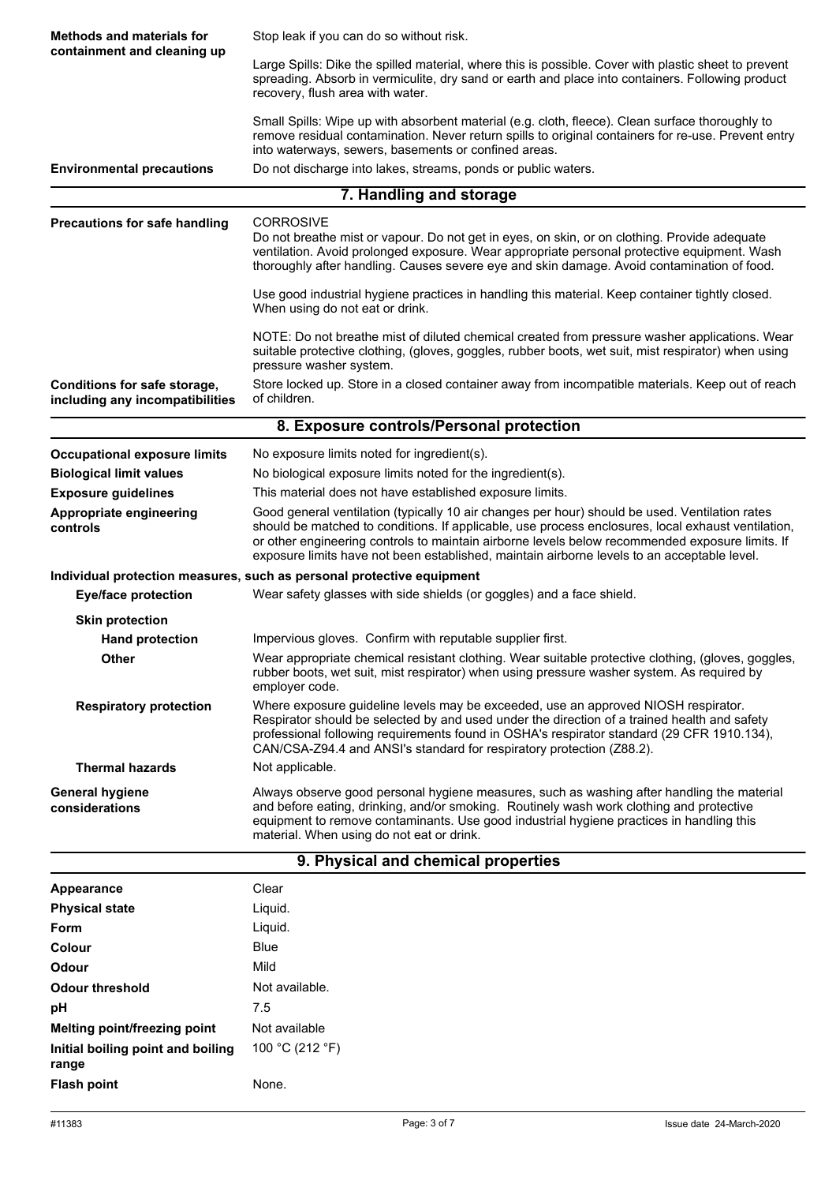| | |
|---|---|
| **Methods and materials for containment and cleaning up** | Stop leak if you can do so without risk.<br><br>Large Spills: Dike the spilled material, where this is possible. Cover with plastic sheet to prevent spreading. Absorb in vermiculite, dry sand or earth and place into containers. Following product recovery, flush area with water.<br><br>Small Spills: Wipe up with absorbent material (e.g. cloth, fleece). Clean surface thoroughly to remove residual contamination. Never return spills to original containers for re-use. Prevent entry into waterways, sewers, basements or confined areas. |
| **Environmental precautions** | Do not discharge into lakes, streams, ponds or public waters. |

## 7. Handling and storage

| | |
|---|---|
| **Precautions for safe handling** | CORROSIVE<br>Do not breathe mist or vapour. Do not get in eyes, on skin, or on clothing. Provide adequate ventilation. Avoid prolonged exposure. Wear appropriate personal protective equipment. Wash thoroughly after handling. Causes severe eye and skin damage. Avoid contamination of food.<br><br>Use good industrial hygiene practices in handling this material. Keep container tightly closed. When using do not eat or drink.<br><br>NOTE: Do not breathe mist of diluted chemical created from pressure washer applications. Wear suitable protective clothing, (gloves, goggles, rubber boots, wet suit, mist respirator) when using pressure washer system. |
| **Conditions for safe storage, including any incompatibilities** | Store locked up. Store in a closed container away from incompatible materials. Keep out of reach of children. |

## 8. Exposure controls/Personal protection

| | |
|---|---|
| **Occupational exposure limits** | No exposure limits noted for ingredient(s). |
| **Biological limit values** | No biological exposure limits noted for the ingredient(s). |
| **Exposure guidelines** | This material does not have established exposure limits. |
| **Appropriate engineering controls** | Good general ventilation (typically 10 air changes per hour) should be used. Ventilation rates should be matched to conditions. If applicable, use process enclosures, local exhaust ventilation, or other engineering controls to maintain airborne levels below recommended exposure limits. If exposure limits have not been established, maintain airborne levels to an acceptable level. |

**Individual protection measures, such as personal protective equipment**

| | |
|---|---|
| **Eye/face protection** | Wear safety glasses with side shields (or goggles) and a face shield. |
| **Skin protection** | |
| **Hand protection** | Impervious gloves. Confirm with reputable supplier first. |
| **Other** | Wear appropriate chemical resistant clothing. Wear suitable protective clothing, (gloves, goggles, rubber boots, wet suit, mist respirator) when using pressure washer system. As required by employer code. |
| **Respiratory protection** | Where exposure guideline levels may be exceeded, use an approved NIOSH respirator. Respirator should be selected by and used under the direction of a trained health and safety professional following requirements found in OSHA's respirator standard (29 CFR 1910.134), CAN/CSA-Z94.4 and ANSI's standard for respiratory protection (Z88.2). |
| **Thermal hazards** | Not applicable. |
| **General hygiene considerations** | Always observe good personal hygiene measures, such as washing after handling the material and before eating, drinking, and/or smoking. Routinely wash work clothing and protective equipment to remove contaminants. Use good industrial hygiene practices in handling this material. When using do not eat or drink. |

## 9. Physical and chemical properties

| | |
|---|---|
| **Appearance** | Clear |
| **Physical state** | Liquid. |
| **Form** | Liquid. |
| **Colour** | Blue |
| **Odour** | Mild |
| **Odour threshold** | Not available. |
| **pH** | 7.5 |
| **Melting point/freezing point** | Not available |
| **Initial boiling point and boiling range** | 100 °C (212 °F) |
| **Flash point** | None. |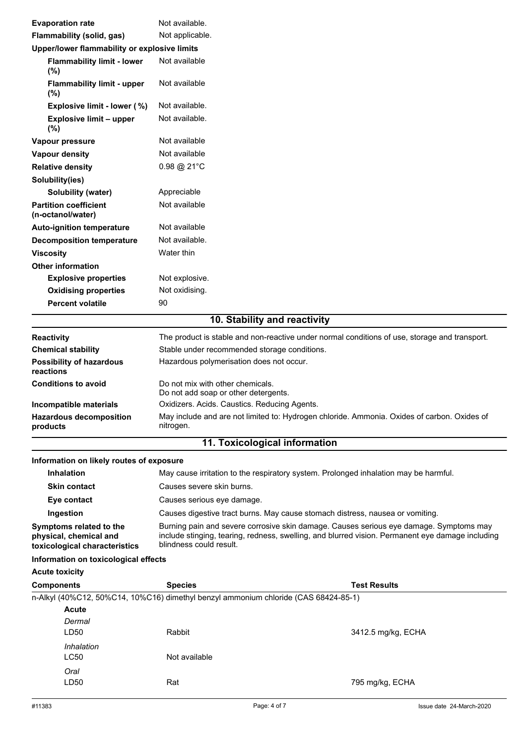| | |
|---|---|
| **Evaporation rate** | Not available. |
| **Flammability (solid, gas)** | Not applicable. |
| **Upper/lower flammability or explosive limits** | |
| **Flammability limit - lower (%)** | Not available |
| **Flammability limit - upper (%)** | Not available |
| **Explosive limit - lower ( %)** | Not available. |
| **Explosive limit – upper (%)** | Not available. |
| **Vapour pressure** | Not available |
| **Vapour density** | Not available |
| **Relative density** | 0.98 @ 21°C |
| **Solubility(ies)** | |
| **Solubility (water)** | Appreciable |
| **Partition coefficient (n-octanol/water)** | Not available |
| **Auto-ignition temperature** | Not available |
| **Decomposition temperature** | Not available. |
| **Viscosity** | Water thin |
| **Other information** | |
| **Explosive properties** | Not explosive. |
| **Oxidising properties** | Not oxidising. |
| **Percent volatile** | 90 |

## 10. Stability and reactivity

| | |
|---|---|
| **Reactivity** | The product is stable and non-reactive under normal conditions of use, storage and transport. |
| **Chemical stability** | Stable under recommended storage conditions. |
| **Possibility of hazardous reactions** | Hazardous polymerisation does not occur. |
| **Conditions to avoid** | Do not mix with other chemicals.<br>Do not add soap or other detergents. |
| **Incompatible materials** | Oxidizers. Acids. Caustics. Reducing Agents. |
| **Hazardous decomposition products** | May include and are not limited to: Hydrogen chloride. Ammonia. Oxides of carbon. Oxides of nitrogen. |

## 11. Toxicological information

**Information on likely routes of exposure**

| | |
|---|---|
| **Inhalation** | May cause irritation to the respiratory system. Prolonged inhalation may be harmful. |
| **Skin contact** | Causes severe skin burns. |
| **Eye contact** | Causes serious eye damage. |
| **Ingestion** | Causes digestive tract burns. May cause stomach distress, nausea or vomiting. |
| **Symptoms related to the physical, chemical and toxicological characteristics** | Burning pain and severe corrosive skin damage. Causes serious eye damage. Symptoms may include stinging, tearing, redness, swelling, and blurred vision. Permanent eye damage including blindness could result. |

**Information on toxicological effects**

**Acute toxicity**

| Components | Species | Test Results |
|---|---|---|
| n-Alkyl (40%C12, 50%C14, 10%C16) dimethyl benzyl ammonium chloride (CAS 68424-85-1) | | |
| **Acute** | | |
| *Dermal* | | |
| LD50 | Rabbit | 3412.5 mg/kg, ECHA |
| *Inhalation* | | |
| LC50 | Not available | |
| *Oral* | | |
| LD50 | Rat | 795 mg/kg, ECHA |

#11383 Issue date 24-March-2020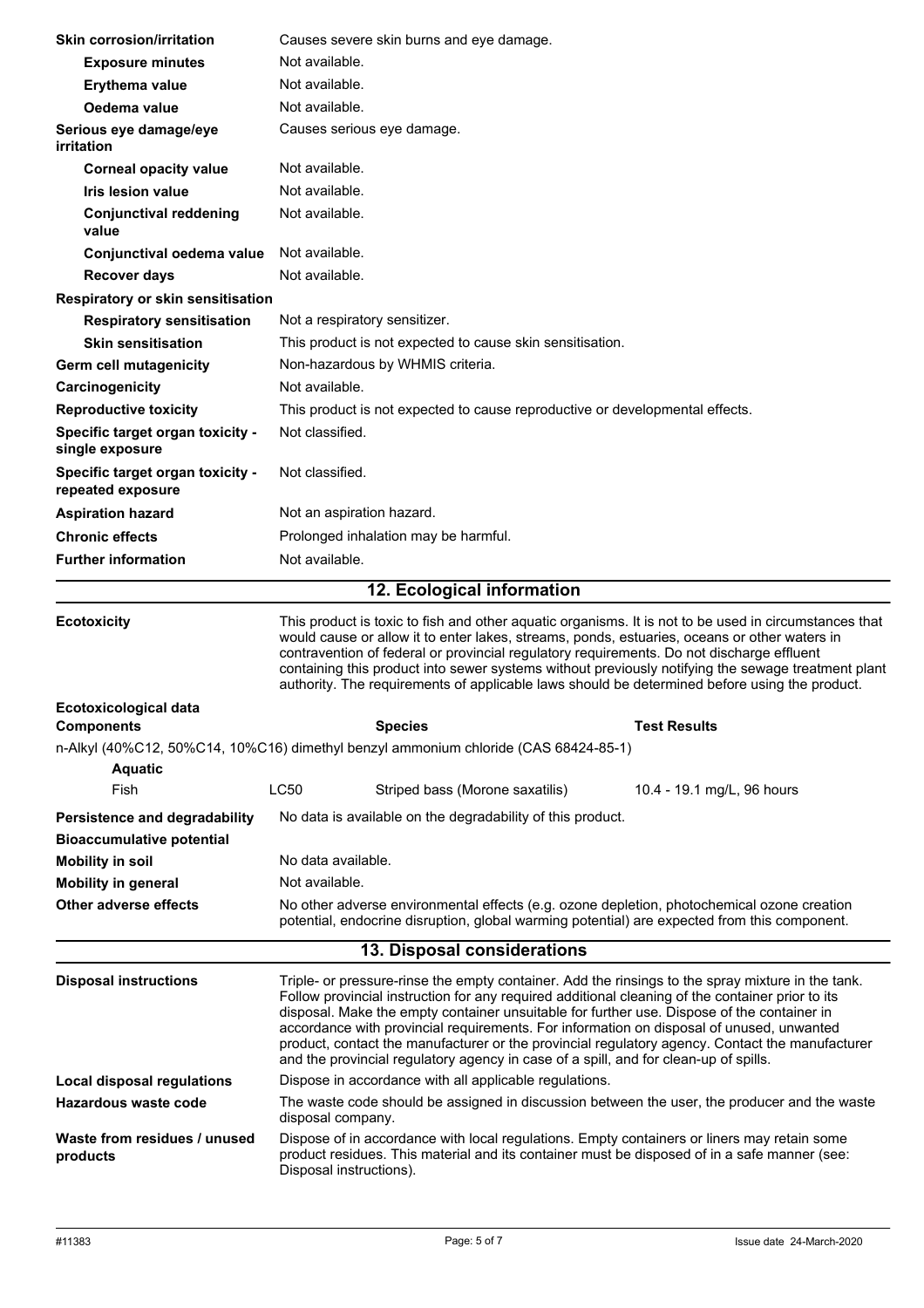| | |
|---|---|
| **Skin corrosion/irritation** | Causes severe skin burns and eye damage. |
| **Exposure minutes** | Not available. |
| **Erythema value** | Not available. |
| **Oedema value** | Not available. |
| **Serious eye damage/eye irritation** | Causes serious eye damage. |
| **Corneal opacity value** | Not available. |
| **Iris lesion value** | Not available. |
| **Conjunctival reddening value** | Not available. |
| **Conjunctival oedema value** | Not available. |
| **Recover days** | Not available. |
| **Respiratory or skin sensitisation** | |
| **Respiratory sensitisation** | Not a respiratory sensitizer. |
| **Skin sensitisation** | This product is not expected to cause skin sensitisation. |
| **Germ cell mutagenicity** | Non-hazardous by WHMIS criteria. |
| **Carcinogenicity** | Not available. |
| **Reproductive toxicity** | This product is not expected to cause reproductive or developmental effects. |
| **Specific target organ toxicity - single exposure** | Not classified. |
| **Specific target organ toxicity - repeated exposure** | Not classified. |
| **Aspiration hazard** | Not an aspiration hazard. |
| **Chronic effects** | Prolonged inhalation may be harmful. |
| **Further information** | Not available. |

## 12. Ecological information

**Ecotoxicity**

This product is toxic to fish and other aquatic organisms. It is not to be used in circumstances that would cause or allow it to enter lakes, streams, ponds, estuaries, oceans or other waters in contravention of federal or provincial regulatory requirements. Do not discharge effluent containing this product into sewer systems without previously notifying the sewage treatment plant authority. The requirements of applicable laws should be determined before using the product.

**Ecotoxicological data**

| Components | | Species | Test Results |
|---|---|---|---|
| n-Alkyl (40%C12, 50%C14, 10%C16) dimethyl benzyl ammonium chloride (CAS 68424-85-1) | | | |
| **Aquatic** | | | |
| Fish | LC50 | Striped bass (Morone saxatilis) | 10.4 - 19.1 mg/L, 96 hours |

| | |
|---|---|
| **Persistence and degradability** | No data is available on the degradability of this product. |
| **Bioaccumulative potential** | |
| **Mobility in soil** | No data available. |
| **Mobility in general** | Not available. |
| **Other adverse effects** | No other adverse environmental effects (e.g. ozone depletion, photochemical ozone creation potential, endocrine disruption, global warming potential) are expected from this component. |

## 13. Disposal considerations

| | |
|---|---|
| **Disposal instructions** | Triple- or pressure-rinse the empty container. Add the rinsings to the spray mixture in the tank. Follow provincial instruction for any required additional cleaning of the container prior to its disposal. Make the empty container unsuitable for further use. Dispose of the container in accordance with provincial requirements. For information on disposal of unused, unwanted product, contact the manufacturer or the provincial regulatory agency. Contact the manufacturer and the provincial regulatory agency in case of a spill, and for clean-up of spills. |
| **Local disposal regulations** | Dispose in accordance with all applicable regulations. |
| **Hazardous waste code** | The waste code should be assigned in discussion between the user, the producer and the waste disposal company. |
| **Waste from residues / unused products** | Dispose of in accordance with local regulations. Empty containers or liners may retain some product residues. This material and its container must be disposed of in a safe manner (see: Disposal instructions). |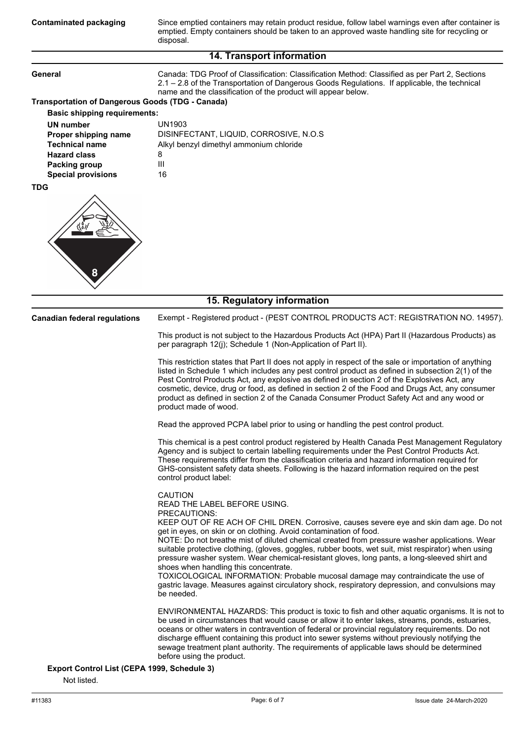**Contaminated packaging**

Since emptied containers may retain product residue, follow label warnings even after container is emptied. Empty containers should be taken to an approved waste handling site for recycling or disposal.

## 14. Transport information

**General**

Canada: TDG Proof of Classification: Classification Method: Classified as per Part 2, Sections 2.1 – 2.8 of the Transportation of Dangerous Goods Regulations. If applicable, the technical name and the classification of the product will appear below.

**Transportation of Dangerous Goods (TDG - Canada)**

**Basic shipping requirements:**

| | |
|---|---|
| **UN number** | UN1903 |
| **Proper shipping name** | DISINFECTANT, LIQUID, CORROSIVE, N.O.S |
| **Technical name** | Alkyl benzyl dimethyl ammonium chloride |
| **Hazard class** | 8 |
| **Packing group** | III |
| **Special provisions** | 16 |

**TDG**

## 15. Regulatory information

**Canadian federal regulations**

Exempt - Registered product - (PEST CONTROL PRODUCTS ACT: REGISTRATION NO. 14957).

This product is not subject to the Hazardous Products Act (HPA) Part II (Hazardous Products) as per paragraph 12(j); Schedule 1 (Non-Application of Part II).

This restriction states that Part II does not apply in respect of the sale or importation of anything listed in Schedule 1 which includes any pest control product as defined in subsection 2(1) of the Pest Control Products Act, any explosive as defined in section 2 of the Explosives Act, any cosmetic, device, drug or food, as defined in section 2 of the Food and Drugs Act, any consumer product as defined in section 2 of the Canada Consumer Product Safety Act and any wood or product made of wood.

Read the approved PCPA label prior to using or handling the pest control product.

This chemical is a pest control product registered by Health Canada Pest Management Regulatory Agency and is subject to certain labelling requirements under the Pest Control Products Act. These requirements differ from the classification criteria and hazard information required for GHS-consistent safety data sheets. Following is the hazard information required on the pest control product label:

CAUTION
READ THE LABEL BEFORE USING.
PRECAUTIONS:
KEEP OUT OF RE ACH OF CHIL DREN. Corrosive, causes severe eye and skin dam age. Do not get in eyes, on skin or on clothing. Avoid contamination of food.
NOTE: Do not breathe mist of diluted chemical created from pressure washer applications. Wear suitable protective clothing, (gloves, goggles, rubber boots, wet suit, mist respirator) when using pressure washer system. Wear chemical-resistant gloves, long pants, a long-sleeved shirt and shoes when handling this concentrate.
TOXICOLOGICAL INFORMATION: Probable mucosal damage may contraindicate the use of gastric lavage. Measures against circulatory shock, respiratory depression, and convulsions may be needed.

ENVIRONMENTAL HAZARDS: This product is toxic to fish and other aquatic organisms. It is not to be used in circumstances that would cause or allow it to enter lakes, streams, ponds, estuaries, oceans or other waters in contravention of federal or provincial regulatory requirements. Do not discharge effluent containing this product into sewer systems without previously notifying the sewage treatment plant authority. The requirements of applicable laws should be determined before using the product.

**Export Control List (CEPA 1999, Schedule 3)**

Not listed.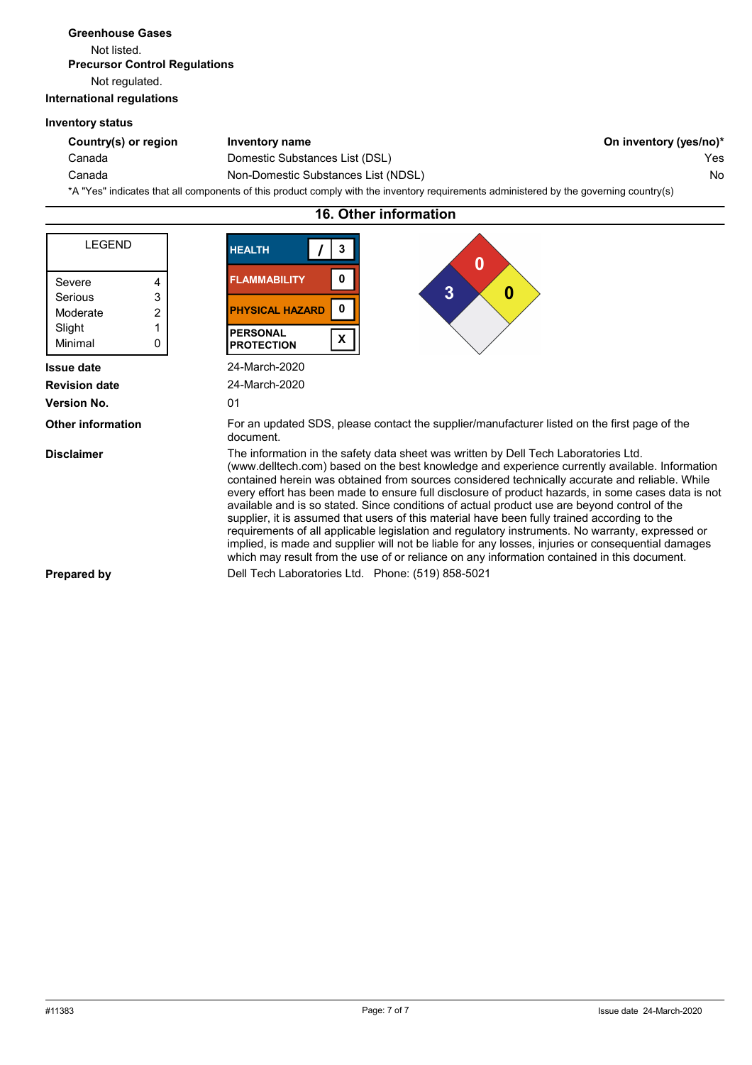**Greenhouse Gases**

Not listed.

**Precursor Control Regulations**

Not regulated.

**International regulations**

**Inventory status**

| Country(s) or region | Inventory name | On inventory (yes/no)* |
|---|---|---|
| Canada | Domestic Substances List (DSL) | Yes |
| Canada | Non-Domestic Substances List (NDSL) | No |

*A "Yes" indicates that all components of this product comply with the inventory requirements administered by the governing country(s)

## 16. Other information

| LEGEND | |
|---|---|
| Severe | 4 |
| Serious | 3 |
| Moderate | 2 |
| Slight | 1 |
| Minimal | 0 |

| | |
|---|---|
| HEALTH | / 3 |
| FLAMMABILITY | 0 |
| PHYSICAL HAZARD | 0 |
| PERSONAL PROTECTION | X |

0

3 0

**Issue date** 24-March-2020

**Revision date** 24-March-2020

**Version No.** 01

**Other information** For an updated SDS, please contact the supplier/manufacturer listed on the first page of the document.

**Disclaimer** The information in the safety data sheet was written by Dell Tech Laboratories Ltd. (www.delltech.com) based on the best knowledge and experience currently available. Information contained herein was obtained from sources considered technically accurate and reliable. While every effort has been made to ensure full disclosure of product hazards, in some cases data is not available and is so stated. Since conditions of actual product use are beyond control of the supplier, it is assumed that users of this material have been fully trained according to the requirements of all applicable legislation and regulatory instruments. No warranty, expressed or implied, is made and supplier will not be liable for any losses, injuries or consequential damages which may result from the use of or reliance on any information contained in this document.

**Prepared by** Dell Tech Laboratories Ltd. Phone: (519) 858-5021